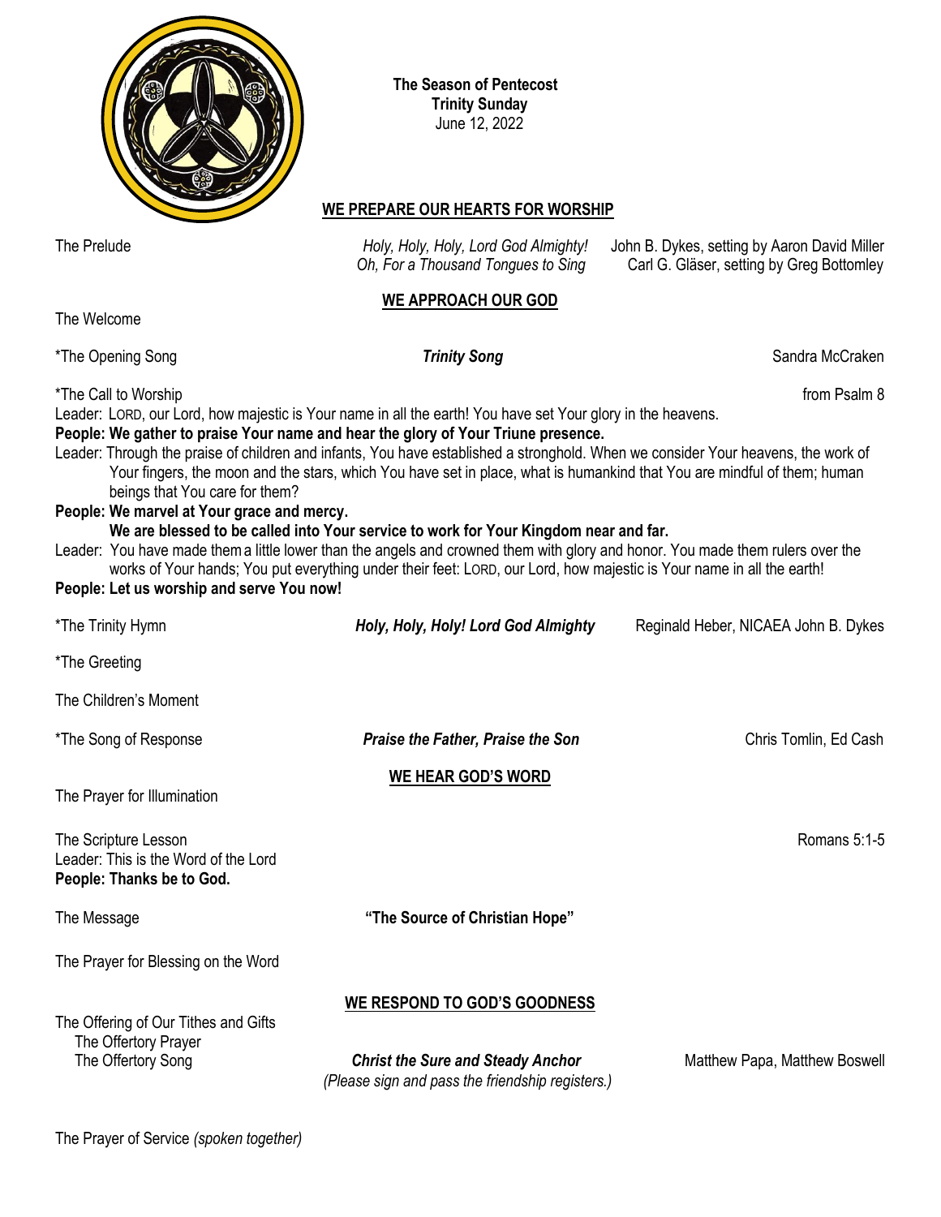**The Season of Pentecost**
**Trinity Sunday**
June 12, 2022

## WE PREPARE OUR HEARTS FOR WORSHIP

The Prelude — *Holy, Holy, Holy, Lord God Almighty!* — John B. Dykes, setting by Aaron David Miller
*Oh, For a Thousand Tongues to Sing* — Carl G. Gläser, setting by Greg Bottomley

## WE APPROACH OUR GOD

The Welcome

*The Opening Song — ***Trinity Song*** — Sandra McCraken

*The Call to Worship — from Psalm 8

Leader: LORD, our Lord, how majestic is Your name in all the earth! You have set Your glory in the heavens.

**People: We gather to praise Your name and hear the glory of Your Triune presence.**

Leader: Through the praise of children and infants, You have established a stronghold. When we consider Your heavens, the work of Your fingers, the moon and the stars, which You have set in place, what is humankind that You are mindful of them; human beings that You care for them?

**People: We marvel at Your grace and mercy.**
**We are blessed to be called into Your service to work for Your Kingdom near and far.**

Leader: You have made them a little lower than the angels and crowned them with glory and honor. You made them rulers over the works of Your hands; You put everything under their feet: LORD, our Lord, how majestic is Your name in all the earth!

**People: Let us worship and serve You now!**

*The Trinity Hymn — ***Holy, Holy, Holy! Lord God Almighty*** — Reginald Heber, NICAEA John B. Dykes

*The Greeting

The Children's Moment

*The Song of Response — ***Praise the Father, Praise the Son*** — Chris Tomlin, Ed Cash

## WE HEAR GOD'S WORD

The Prayer for Illumination

The Scripture Lesson — Romans 5:1-5

Leader: This is the Word of the Lord

**People: Thanks be to God.**

The Message — **"The Source of Christian Hope"**

The Prayer for Blessing on the Word

## WE RESPOND TO GOD'S GOODNESS

The Offering of Our Tithes and Gifts

The Offertory Prayer

The Offertory Song — ***Christ the Sure and Steady Anchor*** — Matthew Papa, Matthew Boswell

*(Please sign and pass the friendship registers.)*

The Prayer of Service *(spoken together)*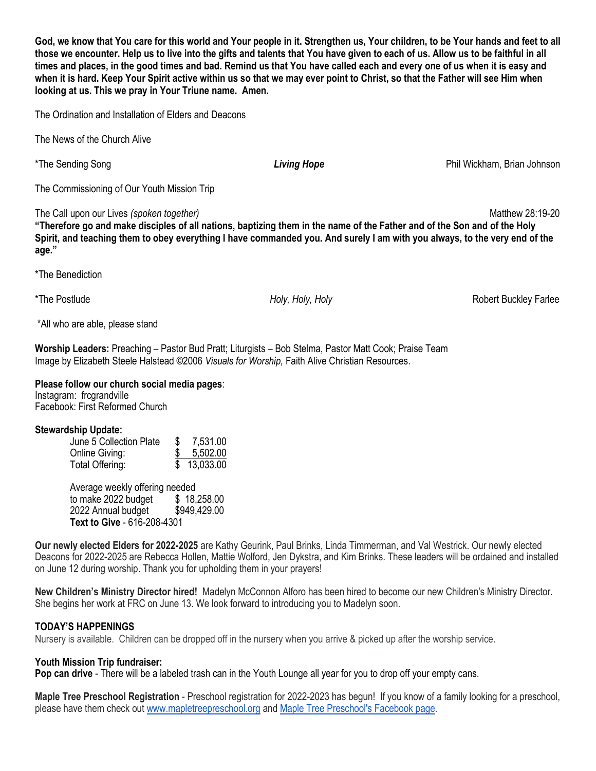**God, we know that You care for this world and Your people in it. Strengthen us, Your children, to be Your hands and feet to all those we encounter. Help us to live into the gifts and talents that You have given to each of us. Allow us to be faithful in all times and places, in the good times and bad. Remind us that You have called each and every one of us when it is easy and when it is hard. Keep Your Spirit active within us so that we may ever point to Christ, so that the Father will see Him when looking at us. This we pray in Your Triune name. Amen.**

The Ordination and Installation of Elders and Deacons

The News of the Church Alive

*The Sending Song — ***Living Hope*** — Phil Wickham, Brian Johnson

The Commissioning of Our Youth Mission Trip

The Call upon our Lives *(spoken together)* — Matthew 28:19-20

**"Therefore go and make disciples of all nations, baptizing them in the name of the Father and of the Son and of the Holy Spirit, and teaching them to obey everything I have commanded you. And surely I am with you always, to the very end of the age."**

*The Benediction

*The Postlude — *Holy, Holy, Holy* — Robert Buckley Farlee

*All who are able, please stand

**Worship Leaders:** Preaching – Pastor Bud Pratt; Liturgists – Bob Stelma, Pastor Matt Cook; Praise Team
Image by Elizabeth Steele Halstead ©2006 *Visuals for Worship,* Faith Alive Christian Resources.

**Please follow our church social media pages**:
Instagram: frcgrandville
Facebook: First Reformed Church

**Stewardship Update:**

| | |
|---|---|
| June 5 Collection Plate | $ 7,531.00 |
| Online Giving: | $ 5,502.00 |
| Total Offering: | $ 13,033.00 |
| | |
| Average weekly offering needed to make 2022 budget | $ 18,258.00 |
| 2022 Annual budget | $949,429.00 |

**Text to Give** - 616-208-4301

**Our newly elected Elders for 2022-2025** are Kathy Geurink, Paul Brinks, Linda Timmerman, and Val Westrick. Our newly elected Deacons for 2022-2025 are Rebecca Hollen, Mattie Wolford, Jen Dykstra, and Kim Brinks. These leaders will be ordained and installed on June 12 during worship. Thank you for upholding them in your prayers!

**New Children's Ministry Director hired!** Madelyn McConnon Alforo has been hired to become our new Children's Ministry Director. She begins her work at FRC on June 13. We look forward to introducing you to Madelyn soon.

**TODAY'S HAPPENINGS**

Nursery is available. Children can be dropped off in the nursery when you arrive & picked up after the worship service.

**Youth Mission Trip fundraiser:**
**Pop can drive** - There will be a labeled trash can in the Youth Lounge all year for you to drop off your empty cans.

**Maple Tree Preschool Registration** - Preschool registration for 2022-2023 has begun! If you know of a family looking for a preschool, please have them check out www.mapletreepreschool.org and Maple Tree Preschool's Facebook page.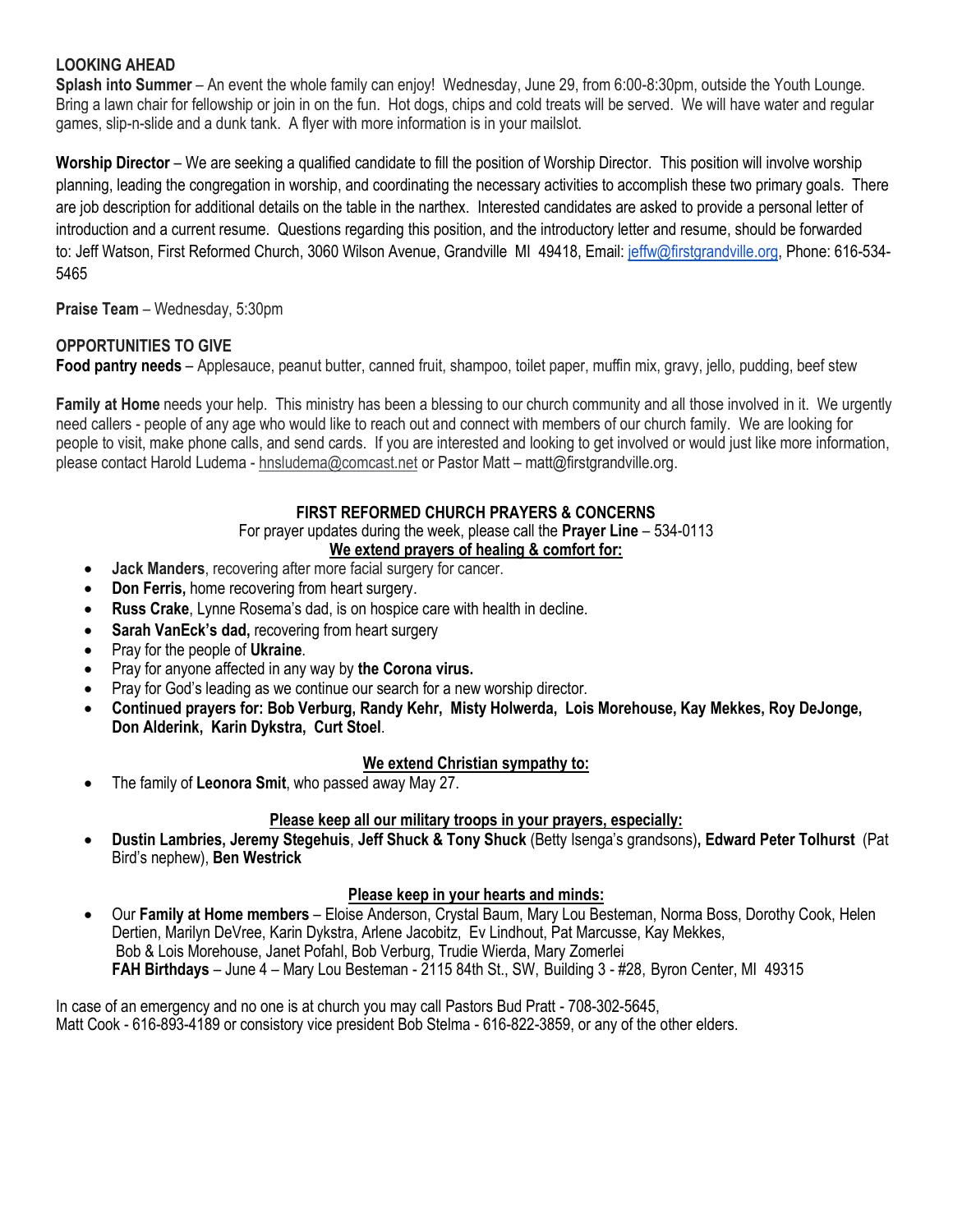**LOOKING AHEAD**

**Splash into Summer** – An event the whole family can enjoy! Wednesday, June 29, from 6:00-8:30pm, outside the Youth Lounge. Bring a lawn chair for fellowship or join in on the fun. Hot dogs, chips and cold treats will be served. We will have water and regular games, slip-n-slide and a dunk tank. A flyer with more information is in your mailslot.

**Worship Director** – We are seeking a qualified candidate to fill the position of Worship Director. This position will involve worship planning, leading the congregation in worship, and coordinating the necessary activities to accomplish these two primary goals. There are job description for additional details on the table in the narthex. Interested candidates are asked to provide a personal letter of introduction and a current resume. Questions regarding this position, and the introductory letter and resume, should be forwarded to: Jeff Watson, First Reformed Church, 3060 Wilson Avenue, Grandville MI 49418, Email: jeffw@firstgrandville.org, Phone: 616-534-5465

**Praise Team** – Wednesday, 5:30pm

**OPPORTUNITIES TO GIVE**

**Food pantry needs** – Applesauce, peanut butter, canned fruit, shampoo, toilet paper, muffin mix, gravy, jello, pudding, beef stew

**Family at Home** needs your help. This ministry has been a blessing to our church community and all those involved in it. We urgently need callers - people of any age who would like to reach out and connect with members of our church family. We are looking for people to visit, make phone calls, and send cards. If you are interested and looking to get involved or would just like more information, please contact Harold Ludema - hnsludema@comcast.net or Pastor Matt – matt@firstgrandville.org.

## FIRST REFORMED CHURCH PRAYERS & CONCERNS

For prayer updates during the week, please call the **Prayer Line** – 534-0113

**We extend prayers of healing & comfort for:**

- **Jack Manders**, recovering after more facial surgery for cancer.
- **Don Ferris,** home recovering from heart surgery.
- **Russ Crake**, Lynne Rosema's dad, is on hospice care with health in decline.
- **Sarah VanEck's dad,** recovering from heart surgery
- Pray for the people of **Ukraine**.
- Pray for anyone affected in any way by **the Corona virus.**
- Pray for God's leading as we continue our search for a new worship director.
- **Continued prayers for: Bob Verburg, Randy Kehr, Misty Holwerda, Lois Morehouse, Kay Mekkes, Roy DeJonge, Don Alderink, Karin Dykstra, Curt Stoel**.

**We extend Christian sympathy to:**

- The family of **Leonora Smit**, who passed away May 27.

**Please keep all our military troops in your prayers, especially:**

- **Dustin Lambries, Jeremy Stegehuis**, **Jeff Shuck & Tony Shuck** (Betty Isenga's grandsons)**, Edward Peter Tolhurst** (Pat Bird's nephew), **Ben Westrick**

**Please keep in your hearts and minds:**

- Our **Family at Home members** – Eloise Anderson, Crystal Baum, Mary Lou Besteman, Norma Boss, Dorothy Cook, Helen Dertien, Marilyn DeVree, Karin Dykstra, Arlene Jacobitz, Ev Lindhout, Pat Marcusse, Kay Mekkes, Bob & Lois Morehouse, Janet Pofahl, Bob Verburg, Trudie Wierda, Mary Zomerlei
  **FAH Birthdays** – June 4 – Mary Lou Besteman - 2115 84th St., SW, Building 3 - #28, Byron Center, MI 49315

In case of an emergency and no one is at church you may call Pastors Bud Pratt - 708-302-5645, Matt Cook - 616-893-4189 or consistory vice president Bob Stelma - 616-822-3859, or any of the other elders.